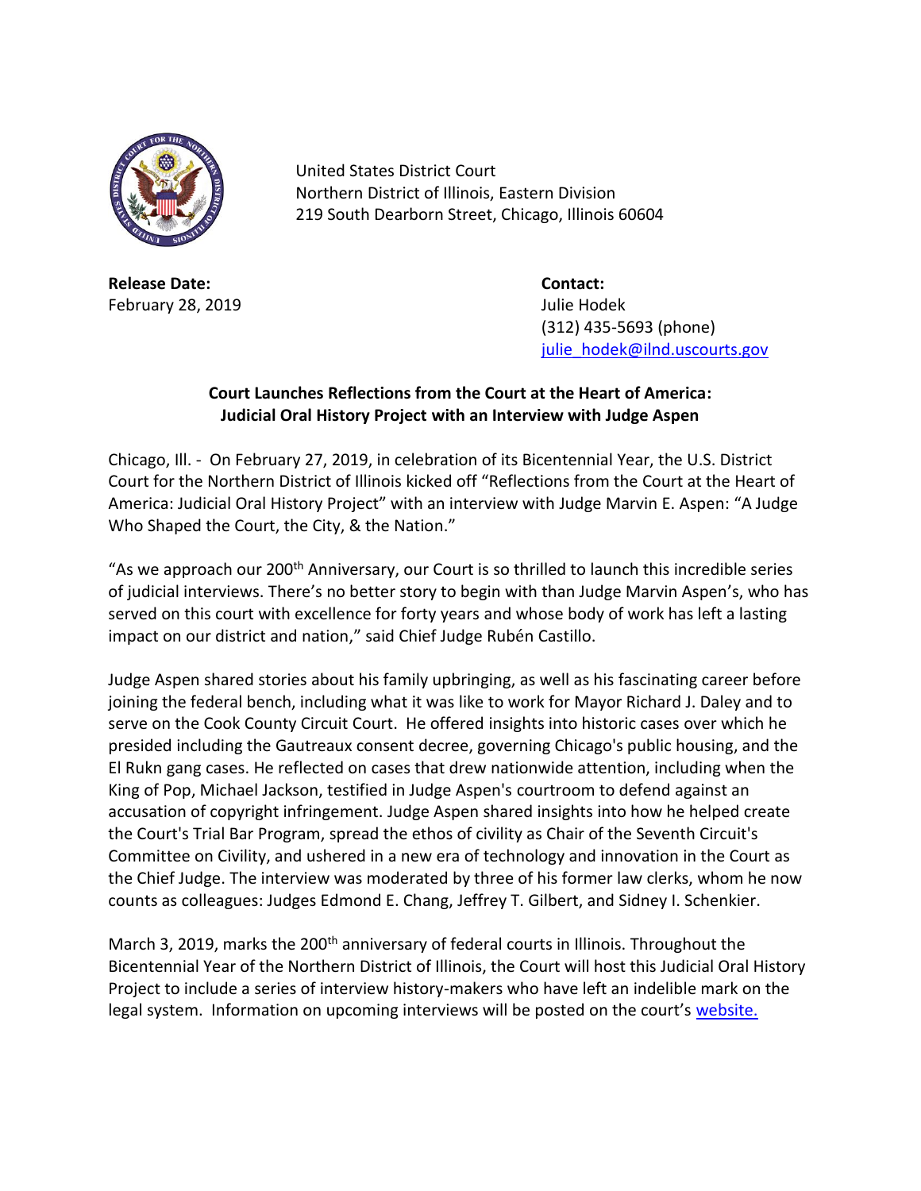United States District Court
Northern District of Illinois, Eastern Division
219 South Dearborn Street, Chicago, Illinois 60604

**Release Date:**
February 28, 2019

**Contact:**
Julie Hodek
(312) 435-5693 (phone)
[julie_hodek@ilnd.uscourts.gov](mailto:julie_hodek@ilnd.uscourts.gov)

## Court Launches Reflections from the Court at the Heart of America: Judicial Oral History Project with an Interview with Judge Aspen

Chicago, Ill. - On February 27, 2019, in celebration of its Bicentennial Year, the U.S. District Court for the Northern District of Illinois kicked off "Reflections from the Court at the Heart of America: Judicial Oral History Project" with an interview with Judge Marvin E. Aspen: "A Judge Who Shaped the Court, the City, & the Nation."

"As we approach our 200th Anniversary, our Court is so thrilled to launch this incredible series of judicial interviews. There's no better story to begin with than Judge Marvin Aspen's, who has served on this court with excellence for forty years and whose body of work has left a lasting impact on our district and nation," said Chief Judge Rubén Castillo.

Judge Aspen shared stories about his family upbringing, as well as his fascinating career before joining the federal bench, including what it was like to work for Mayor Richard J. Daley and to serve on the Cook County Circuit Court. He offered insights into historic cases over which he presided including the Gautreaux consent decree, governing Chicago's public housing, and the El Rukn gang cases. He reflected on cases that drew nationwide attention, including when the King of Pop, Michael Jackson, testified in Judge Aspen's courtroom to defend against an accusation of copyright infringement. Judge Aspen shared insights into how he helped create the Court's Trial Bar Program, spread the ethos of civility as Chair of the Seventh Circuit's Committee on Civility, and ushered in a new era of technology and innovation in the Court as the Chief Judge. The interview was moderated by three of his former law clerks, whom he now counts as colleagues: Judges Edmond E. Chang, Jeffrey T. Gilbert, and Sidney I. Schenkier.

March 3, 2019, marks the 200th anniversary of federal courts in Illinois. Throughout the Bicentennial Year of the Northern District of Illinois, the Court will host this Judicial Oral History Project to include a series of interview history-makers who have left an indelible mark on the legal system. Information on upcoming interviews will be posted on the court's website.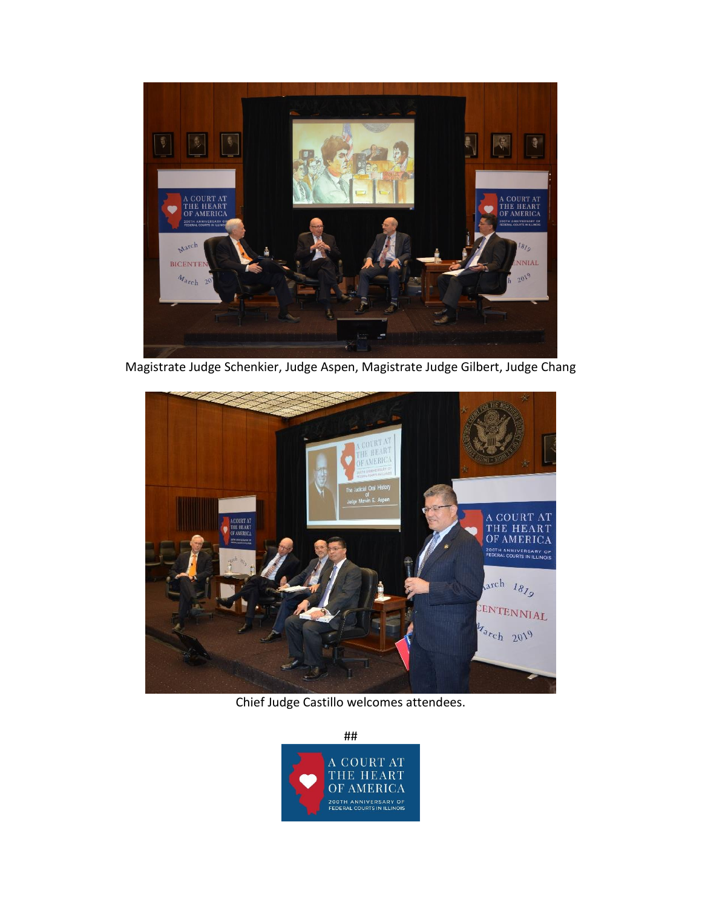Magistrate Judge Schenkier, Judge Aspen, Magistrate Judge Gilbert, Judge Chang

Chief Judge Castillo welcomes attendees.

##

A COURT AT THE HEART OF AMERICA

200TH ANNIVERSARY OF FEDERAL COURTS IN ILLINOIS